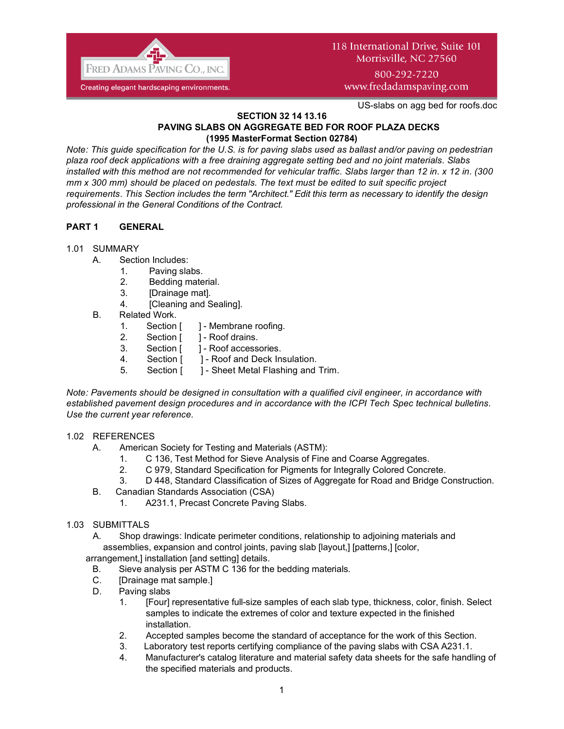Fred Adams Paving Co., Inc.
Creating elegant hardscaping environments.

118 International Drive, Suite 101
Morrisville, NC 27560
800-292-7220
www.fredadamspaving.com

US-slabs on agg bed for roofs.doc

# SECTION 32 14 13.16
## PAVING SLABS ON AGGREGATE BED FOR ROOF PLAZA DECKS
### (1995 MasterFormat Section 02784)

*Note: This guide specification for the U.S. is for paving slabs used as ballast and/or paving on pedestrian plaza roof deck applications with a free draining aggregate setting bed and no joint materials. Slabs installed with this method are not recommended for vehicular traffic. Slabs larger than 12 in. x 12 in. (300 mm x 300 mm) should be placed on pedestals. The text must be edited to suit specific project requirements. This Section includes the term "Architect." Edit this term as necessary to identify the design professional in the General Conditions of the Contract.*

## PART 1 GENERAL

1.01 SUMMARY

A. Section Includes:
1. Paving slabs.
2. Bedding material.
3. [Drainage mat].
4. [Cleaning and Sealing].

B. Related Work.
1. Section [ ] - Membrane roofing.
2. Section [ ] - Roof drains.
3. Section [ ] - Roof accessories.
4. Section [ ] - Roof and Deck Insulation.
5. Section [ ] - Sheet Metal Flashing and Trim.

*Note: Pavements should be designed in consultation with a qualified civil engineer, in accordance with established pavement design procedures and in accordance with the ICPI Tech Spec technical bulletins. Use the current year reference.*

1.02 REFERENCES

A. American Society for Testing and Materials (ASTM):
1. C 136, Test Method for Sieve Analysis of Fine and Coarse Aggregates.
2. C 979, Standard Specification for Pigments for Integrally Colored Concrete.
3. D 448, Standard Classification of Sizes of Aggregate for Road and Bridge Construction.

B. Canadian Standards Association (CSA)
1. A231.1, Precast Concrete Paving Slabs.

1.03 SUBMITTALS

A. Shop drawings: Indicate perimeter conditions, relationship to adjoining materials and assemblies, expansion and control joints, paving slab [layout,] [patterns,] [color, arrangement,] installation [and setting] details.

B. Sieve analysis per ASTM C 136 for the bedding materials.

C. [Drainage mat sample.]

D. Paving slabs
1. [Four] representative full-size samples of each slab type, thickness, color, finish. Select samples to indicate the extremes of color and texture expected in the finished installation.
2. Accepted samples become the standard of acceptance for the work of this Section.
3. Laboratory test reports certifying compliance of the paving slabs with CSA A231.1.
4. Manufacturer's catalog literature and material safety data sheets for the safe handling of the specified materials and products.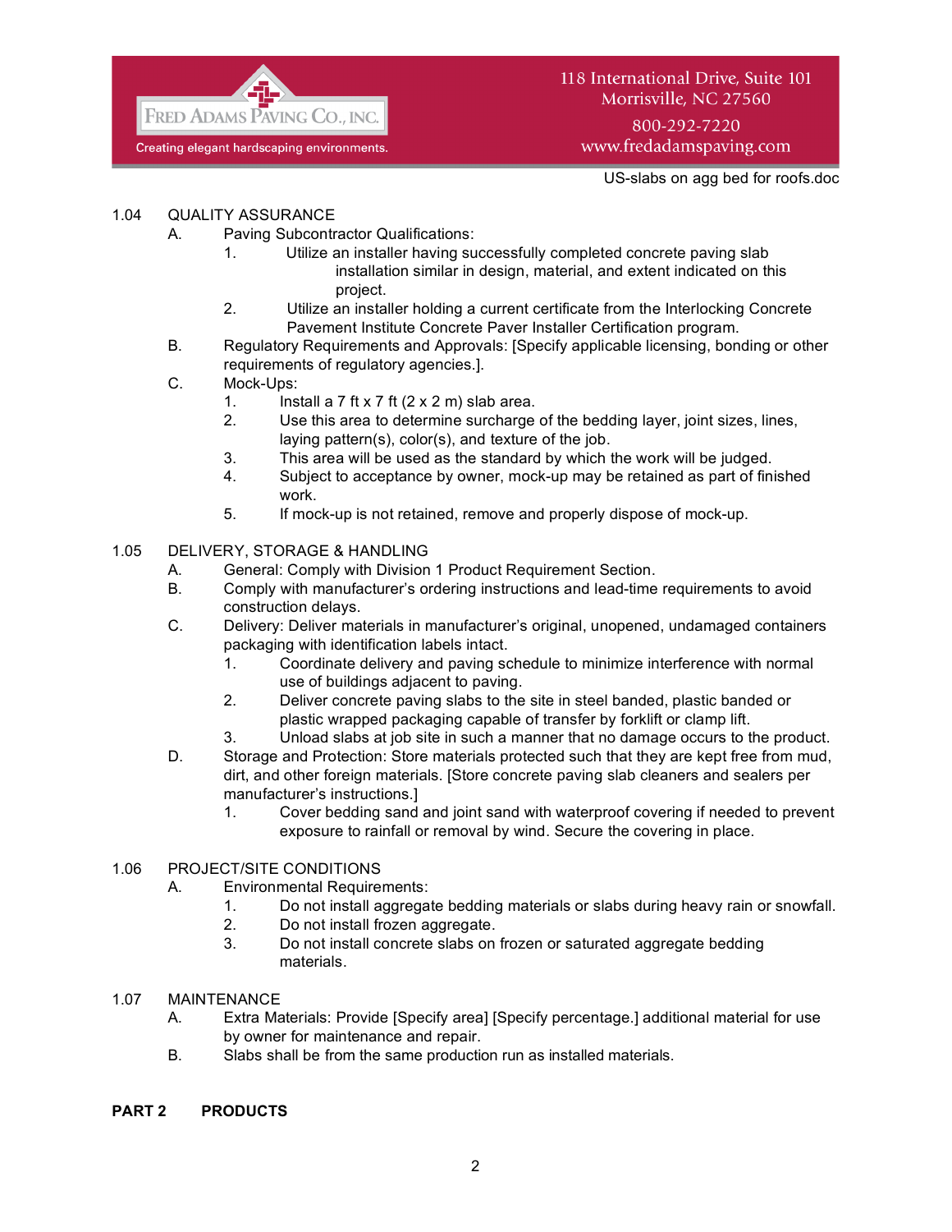## 1.04 QUALITY ASSURANCE

A. Paving Subcontractor Qualifications:
   1. Utilize an installer having successfully completed concrete paving slab installation similar in design, material, and extent indicated on this project.
   2. Utilize an installer holding a current certificate from the Interlocking Concrete Pavement Institute Concrete Paver Installer Certification program.

B. Regulatory Requirements and Approvals: [Specify applicable licensing, bonding or other requirements of regulatory agencies.].

C. Mock-Ups:
   1. Install a 7 ft x 7 ft (2 x 2 m) slab area.
   2. Use this area to determine surcharge of the bedding layer, joint sizes, lines, laying pattern(s), color(s), and texture of the job.
   3. This area will be used as the standard by which the work will be judged.
   4. Subject to acceptance by owner, mock-up may be retained as part of finished work.
   5. If mock-up is not retained, remove and properly dispose of mock-up.

## 1.05 DELIVERY, STORAGE & HANDLING

A. General: Comply with Division 1 Product Requirement Section.

B. Comply with manufacturer's ordering instructions and lead-time requirements to avoid construction delays.

C. Delivery: Deliver materials in manufacturer's original, unopened, undamaged containers packaging with identification labels intact.
   1. Coordinate delivery and paving schedule to minimize interference with normal use of buildings adjacent to paving.
   2. Deliver concrete paving slabs to the site in steel banded, plastic banded or plastic wrapped packaging capable of transfer by forklift or clamp lift.
   3. Unload slabs at job site in such a manner that no damage occurs to the product.

D. Storage and Protection: Store materials protected such that they are kept free from mud, dirt, and other foreign materials. [Store concrete paving slab cleaners and sealers per manufacturer's instructions.]
   1. Cover bedding sand and joint sand with waterproof covering if needed to prevent exposure to rainfall or removal by wind. Secure the covering in place.

## 1.06 PROJECT/SITE CONDITIONS

A. Environmental Requirements:
   1. Do not install aggregate bedding materials or slabs during heavy rain or snowfall.
   2. Do not install frozen aggregate.
   3. Do not install concrete slabs on frozen or saturated aggregate bedding materials.

## 1.07 MAINTENANCE

A. Extra Materials: Provide [Specify area] [Specify percentage.] additional material for use by owner for maintenance and repair.

B. Slabs shall be from the same production run as installed materials.

# PART 2 PRODUCTS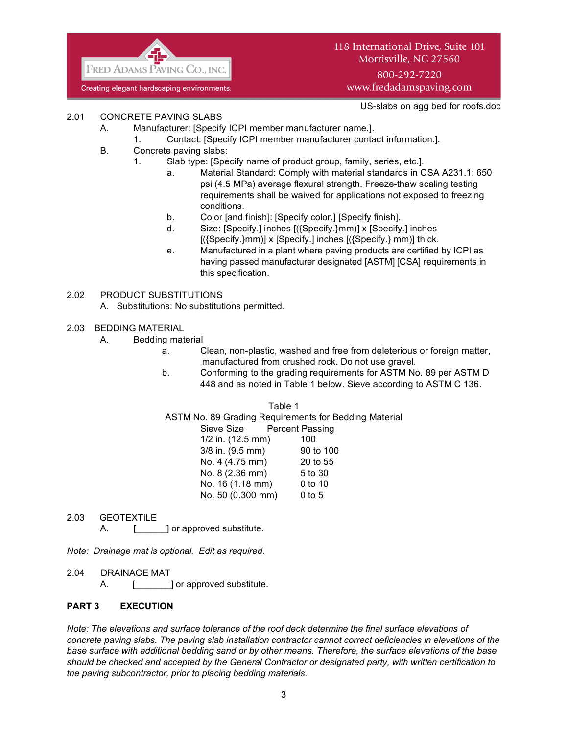US-slabs on agg bed for roofs.doc

2.01 CONCRETE PAVING SLABS

A. Manufacturer: [Specify ICPI member manufacturer name.].

1. Contact: [Specify ICPI member manufacturer contact information.].

B. Concrete paving slabs:

1. Slab type: [Specify name of product group, family, series, etc.].

a. Material Standard: Comply with material standards in CSA A231.1: 650 psi (4.5 MPa) average flexural strength. Freeze-thaw scaling testing requirements shall be waived for applications not exposed to freezing conditions.

b. Color [and finish]: [Specify color.] [Specify finish].

d. Size: [Specify.] inches [({Specify.}mm)] x [Specify.] inches [({Specify.}mm)] x [Specify.] inches [({Specify.} mm)] thick.

e. Manufactured in a plant where paving products are certified by ICPI as having passed manufacturer designated [ASTM] [CSA] requirements in this specification.

2.02 PRODUCT SUBSTITUTIONS

A. Substitutions: No substitutions permitted.

2.03 BEDDING MATERIAL

A. Bedding material

a. Clean, non-plastic, washed and free from deleterious or foreign matter, manufactured from crushed rock. Do not use gravel.

b. Conforming to the grading requirements for ASTM No. 89 per ASTM D 448 and as noted in Table 1 below. Sieve according to ASTM C 136.

Table 1
ASTM No. 89 Grading Requirements for Bedding Material

| Sieve Size | Percent Passing |
|---|---|
| 1/2 in. (12.5 mm) | 100 |
| 3/8 in. (9.5 mm) | 90 to 100 |
| No. 4 (4.75 mm) | 20 to 55 |
| No. 8 (2.36 mm) | 5 to 30 |
| No. 16 (1.18 mm) | 0 to 10 |
| No. 50 (0.300 mm) | 0 to 5 |

2.03 GEOTEXTILE

A. [______] or approved substitute.

*Note: Drainage mat is optional. Edit as required.*

2.04 DRAINAGE MAT

A. [_______] or approved substitute.

**PART 3 EXECUTION**

*Note: The elevations and surface tolerance of the roof deck determine the final surface elevations of concrete paving slabs. The paving slab installation contractor cannot correct deficiencies in elevations of the base surface with additional bedding sand or by other means. Therefore, the surface elevations of the base should be checked and accepted by the General Contractor or designated party, with written certification to the paving subcontractor, prior to placing bedding materials.*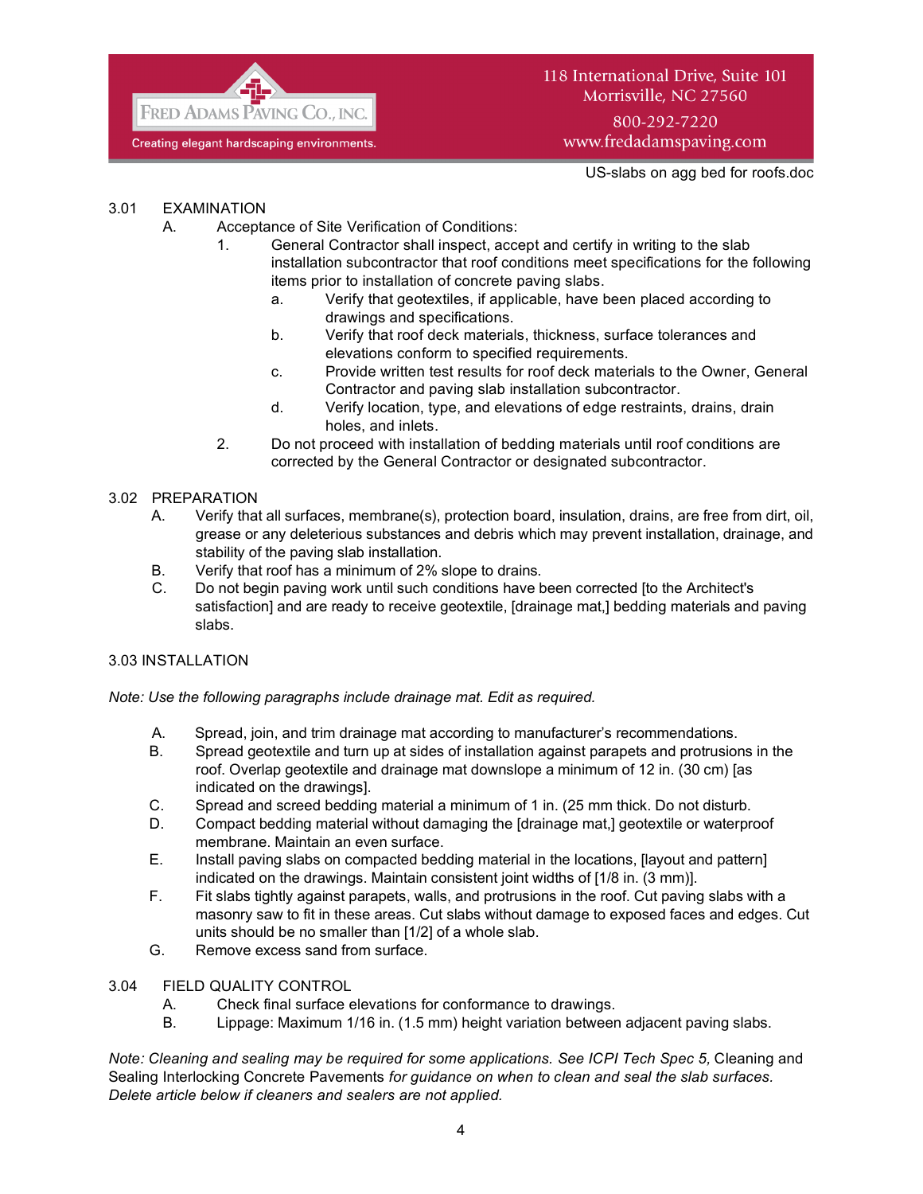### 3.01 EXAMINATION

A. Acceptance of Site Verification of Conditions:

1. General Contractor shall inspect, accept and certify in writing to the slab installation subcontractor that roof conditions meet specifications for the following items prior to installation of concrete paving slabs.
   a. Verify that geotextiles, if applicable, have been placed according to drawings and specifications.
   b. Verify that roof deck materials, thickness, surface tolerances and elevations conform to specified requirements.
   c. Provide written test results for roof deck materials to the Owner, General Contractor and paving slab installation subcontractor.
   d. Verify location, type, and elevations of edge restraints, drains, drain holes, and inlets.
2. Do not proceed with installation of bedding materials until roof conditions are corrected by the General Contractor or designated subcontractor.

### 3.02 PREPARATION

A. Verify that all surfaces, membrane(s), protection board, insulation, drains, are free from dirt, oil, grease or any deleterious substances and debris which may prevent installation, drainage, and stability of the paving slab installation.

B. Verify that roof has a minimum of 2% slope to drains.

C. Do not begin paving work until such conditions have been corrected [to the Architect's satisfaction] and are ready to receive geotextile, [drainage mat,] bedding materials and paving slabs.

### 3.03 INSTALLATION

*Note: Use the following paragraphs include drainage mat. Edit as required.*

A. Spread, join, and trim drainage mat according to manufacturer's recommendations.

B. Spread geotextile and turn up at sides of installation against parapets and protrusions in the roof. Overlap geotextile and drainage mat downslope a minimum of 12 in. (30 cm) [as indicated on the drawings].

C. Spread and screed bedding material a minimum of 1 in. (25 mm thick. Do not disturb.

D. Compact bedding material without damaging the [drainage mat,] geotextile or waterproof membrane. Maintain an even surface.

E. Install paving slabs on compacted bedding material in the locations, [layout and pattern] indicated on the drawings. Maintain consistent joint widths of [1/8 in. (3 mm)].

F. Fit slabs tightly against parapets, walls, and protrusions in the roof. Cut paving slabs with a masonry saw to fit in these areas. Cut slabs without damage to exposed faces and edges. Cut units should be no smaller than [1/2] of a whole slab.

G. Remove excess sand from surface.

### 3.04 FIELD QUALITY CONTROL

A. Check final surface elevations for conformance to drawings.

B. Lippage: Maximum 1/16 in. (1.5 mm) height variation between adjacent paving slabs.

*Note: Cleaning and sealing may be required for some applications. See ICPI Tech Spec 5,* Cleaning and Sealing Interlocking Concrete Pavements *for guidance on when to clean and seal the slab surfaces. Delete article below if cleaners and sealers are not applied.*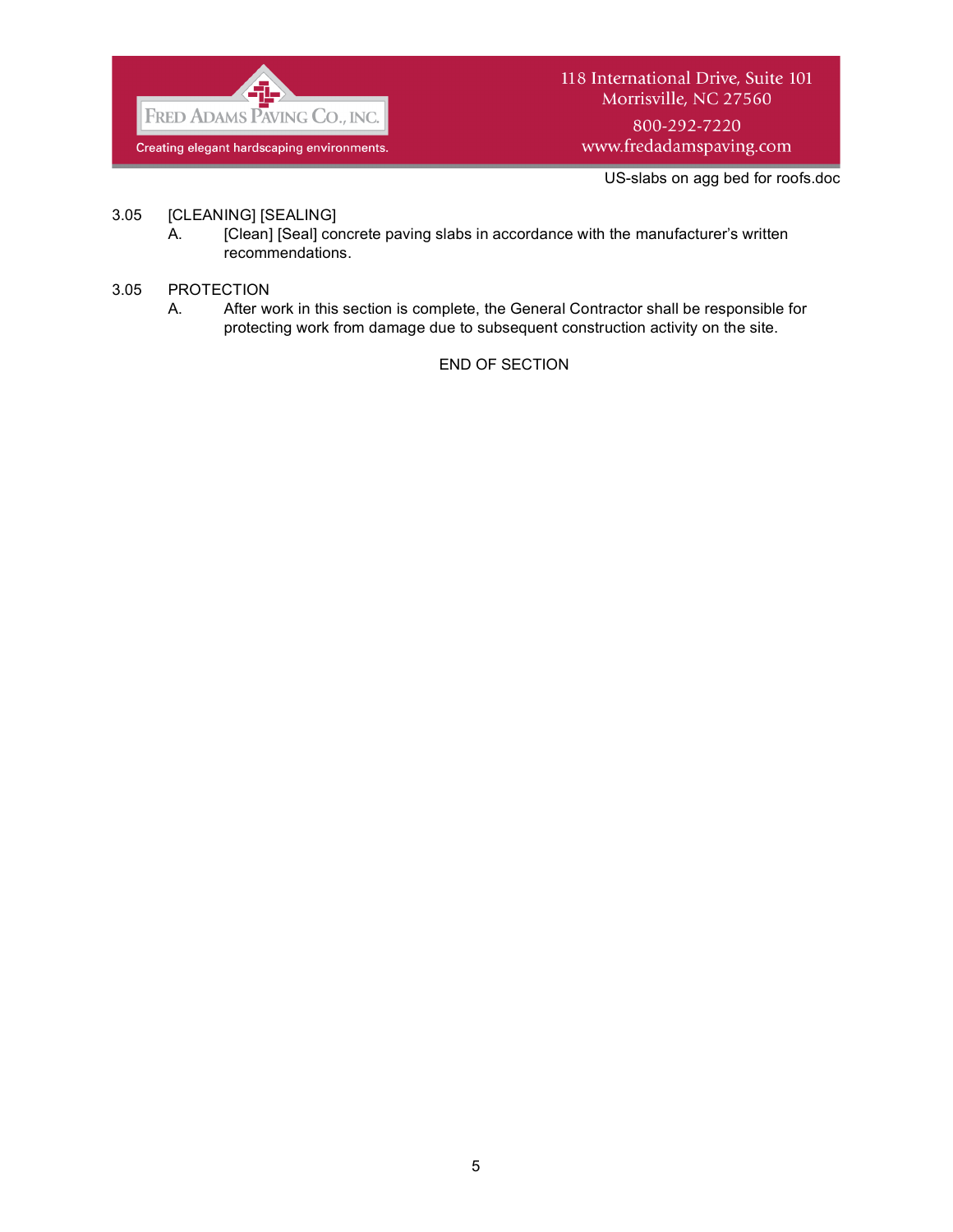3.05 [CLEANING] [SEALING]

A. [Clean] [Seal] concrete paving slabs in accordance with the manufacturer's written recommendations.

3.05 PROTECTION

A. After work in this section is complete, the General Contractor shall be responsible for protecting work from damage due to subsequent construction activity on the site.

END OF SECTION